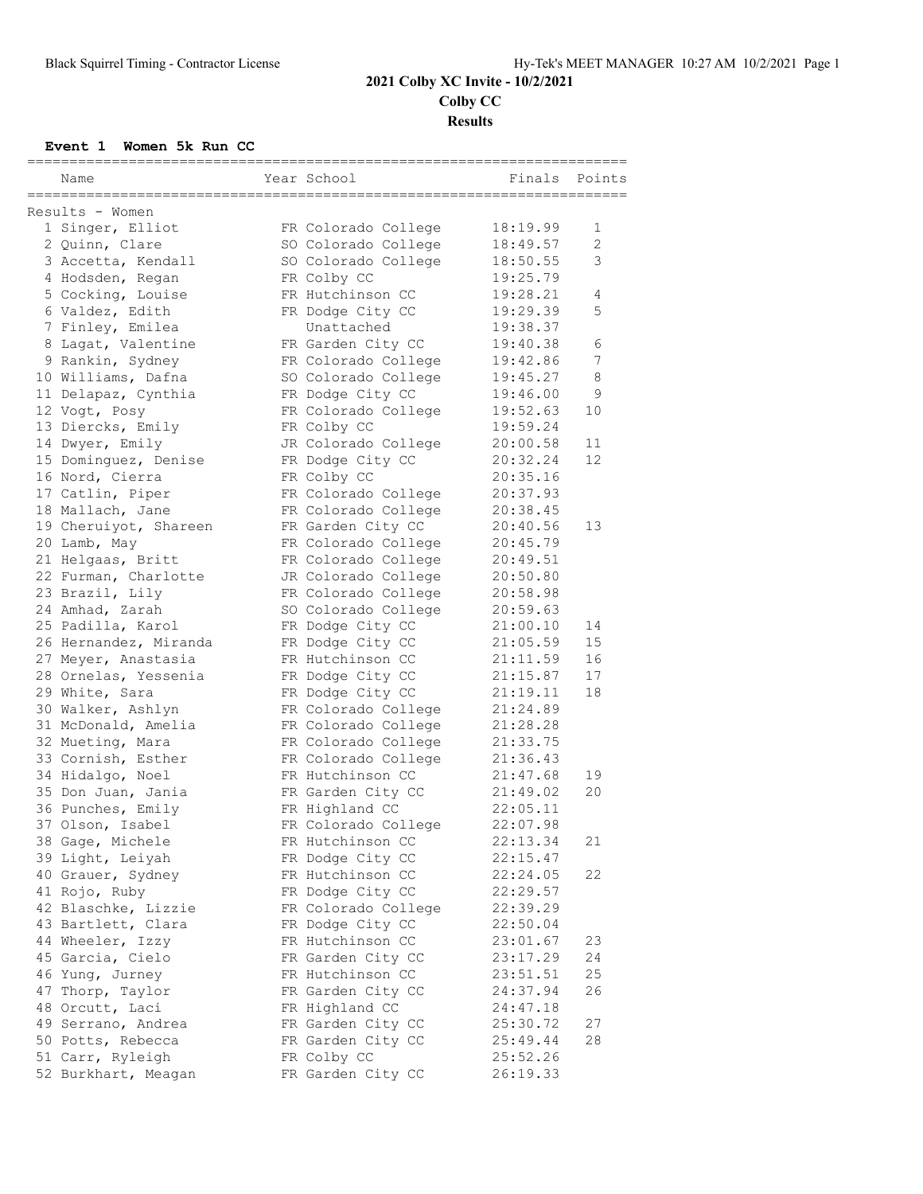# 2021 Colby XC Invite - 10/2/2021

## Colby CC

## Results

### Event 1 Women 5k Run CC

Results - Women

| Place | Name | Year | School | Finals | Points |
|---|---|---|---|---|---|
| 1 | Singer, Elliot | FR | Colorado College | 18:19.99 | 1 |
| 2 | Quinn, Clare | SO | Colorado College | 18:49.57 | 2 |
| 3 | Accetta, Kendall | SO | Colorado College | 18:50.55 | 3 |
| 4 | Hodsden, Regan | FR | Colby CC | 19:25.79 | |
| 5 | Cocking, Louise | FR | Hutchinson CC | 19:28.21 | 4 |
| 6 | Valdez, Edith | FR | Dodge City CC | 19:29.39 | 5 |
| 7 | Finley, Emilea | | Unattached | 19:38.37 | |
| 8 | Lagat, Valentine | FR | Garden City CC | 19:40.38 | 6 |
| 9 | Rankin, Sydney | FR | Colorado College | 19:42.86 | 7 |
| 10 | Williams, Dafna | SO | Colorado College | 19:45.27 | 8 |
| 11 | Delapaz, Cynthia | FR | Dodge City CC | 19:46.00 | 9 |
| 12 | Vogt, Posy | FR | Colorado College | 19:52.63 | 10 |
| 13 | Diercks, Emily | FR | Colby CC | 19:59.24 | |
| 14 | Dwyer, Emily | JR | Colorado College | 20:00.58 | 11 |
| 15 | Dominguez, Denise | FR | Dodge City CC | 20:32.24 | 12 |
| 16 | Nord, Cierra | FR | Colby CC | 20:35.16 | |
| 17 | Catlin, Piper | FR | Colorado College | 20:37.93 | |
| 18 | Mallach, Jane | FR | Colorado College | 20:38.45 | |
| 19 | Cheruiyot, Shareen | FR | Garden City CC | 20:40.56 | 13 |
| 20 | Lamb, May | FR | Colorado College | 20:45.79 | |
| 21 | Helgaas, Britt | FR | Colorado College | 20:49.51 | |
| 22 | Furman, Charlotte | JR | Colorado College | 20:50.80 | |
| 23 | Brazil, Lily | FR | Colorado College | 20:58.98 | |
| 24 | Amhad, Zarah | SO | Colorado College | 20:59.63 | |
| 25 | Padilla, Karol | FR | Dodge City CC | 21:00.10 | 14 |
| 26 | Hernandez, Miranda | FR | Dodge City CC | 21:05.59 | 15 |
| 27 | Meyer, Anastasia | FR | Hutchinson CC | 21:11.59 | 16 |
| 28 | Ornelas, Yessenia | FR | Dodge City CC | 21:15.87 | 17 |
| 29 | White, Sara | FR | Dodge City CC | 21:19.11 | 18 |
| 30 | Walker, Ashlyn | FR | Colorado College | 21:24.89 | |
| 31 | McDonald, Amelia | FR | Colorado College | 21:28.28 | |
| 32 | Mueting, Mara | FR | Colorado College | 21:33.75 | |
| 33 | Cornish, Esther | FR | Colorado College | 21:36.43 | |
| 34 | Hidalgo, Noel | FR | Hutchinson CC | 21:47.68 | 19 |
| 35 | Don Juan, Jania | FR | Garden City CC | 21:49.02 | 20 |
| 36 | Punches, Emily | FR | Highland CC | 22:05.11 | |
| 37 | Olson, Isabel | FR | Colorado College | 22:07.98 | |
| 38 | Gage, Michele | FR | Hutchinson CC | 22:13.34 | 21 |
| 39 | Light, Leiyah | FR | Dodge City CC | 22:15.47 | |
| 40 | Grauer, Sydney | FR | Hutchinson CC | 22:24.05 | 22 |
| 41 | Rojo, Ruby | FR | Dodge City CC | 22:29.57 | |
| 42 | Blaschke, Lizzie | FR | Colorado College | 22:39.29 | |
| 43 | Bartlett, Clara | FR | Dodge City CC | 22:50.04 | |
| 44 | Wheeler, Izzy | FR | Hutchinson CC | 23:01.67 | 23 |
| 45 | Garcia, Cielo | FR | Garden City CC | 23:17.29 | 24 |
| 46 | Yung, Jurney | FR | Hutchinson CC | 23:51.51 | 25 |
| 47 | Thorp, Taylor | FR | Garden City CC | 24:37.94 | 26 |
| 48 | Orcutt, Laci | FR | Highland CC | 24:47.18 | |
| 49 | Serrano, Andrea | FR | Garden City CC | 25:30.72 | 27 |
| 50 | Potts, Rebecca | FR | Garden City CC | 25:49.44 | 28 |
| 51 | Carr, Ryleigh | FR | Colby CC | 25:52.26 | |
| 52 | Burkhart, Meagan | FR | Garden City CC | 26:19.33 | |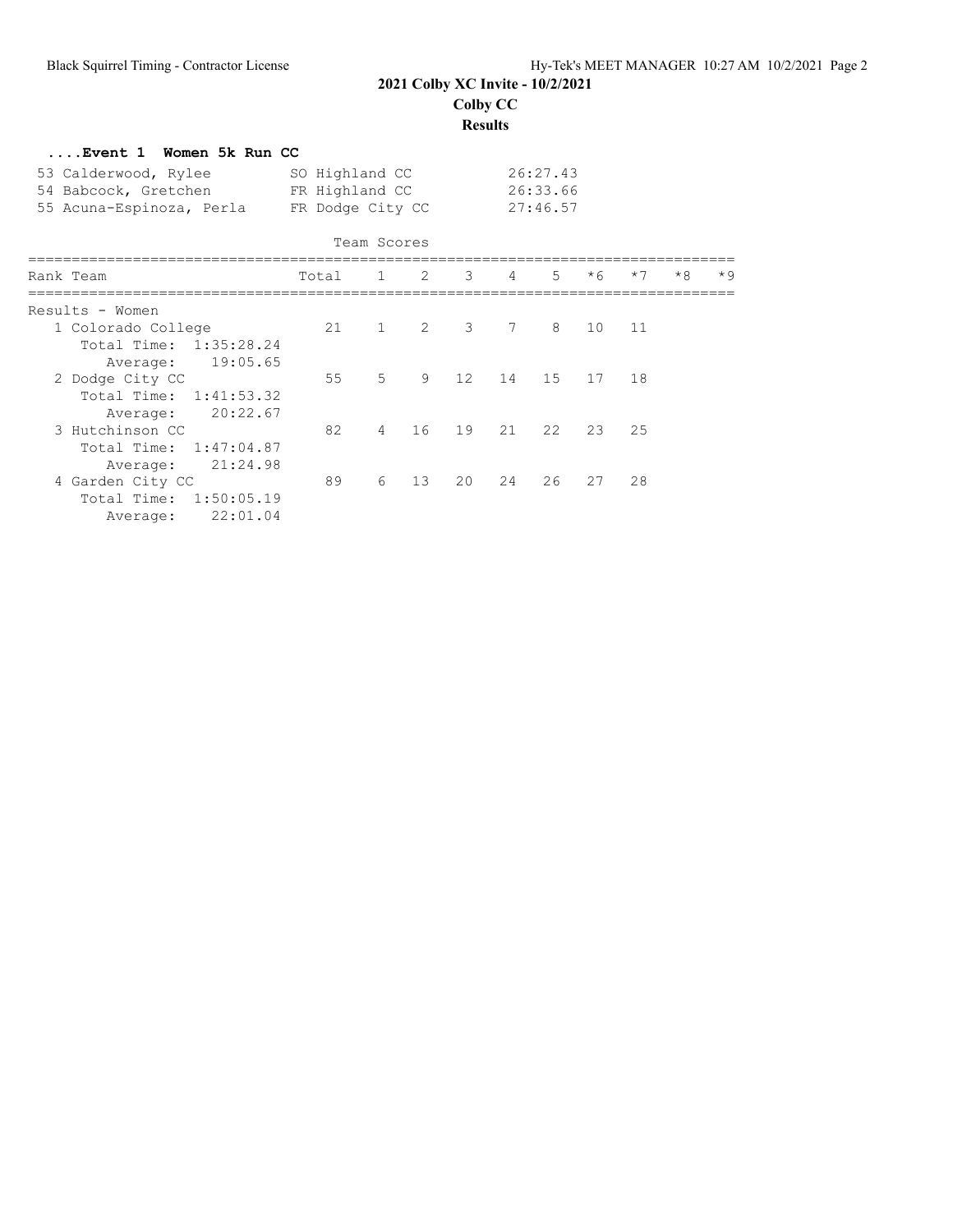## 2021 Colby XC Invite - 10/2/2021

### Colby CC

### Results

#### ....Event 1 Women 5k Run CC

| Place | Name | Year | School | Time |
|---|---|---|---|---|
| 53 | Calderwood, Rylee | SO | Highland CC | 26:27.43 |
| 54 | Babcock, Gretchen | FR | Highland CC | 26:33.66 |
| 55 | Acuna-Espinoza, Perla | FR | Dodge City CC | 27:46.57 |

**Team Scores**

| Rank | Team | Total | 1 | 2 | 3 | 4 | 5 | *6 | *7 | *8 | *9 |
|---|---|---|---|---|---|---|---|---|---|---|---|
| Results - Women | | | | | | | | | | | |
| 1 | Colorado College | 21 | 1 | 2 | 3 | 7 | 8 | 10 | 11 | | |
| | Total Time: 1:35:28.24 | | | | | | | | | | |
| | Average: 19:05.65 | | | | | | | | | | |
| 2 | Dodge City CC | 55 | 5 | 9 | 12 | 14 | 15 | 17 | 18 | | |
| | Total Time: 1:41:53.32 | | | | | | | | | | |
| | Average: 20:22.67 | | | | | | | | | | |
| 3 | Hutchinson CC | 82 | 4 | 16 | 19 | 21 | 22 | 23 | 25 | | |
| | Total Time: 1:47:04.87 | | | | | | | | | | |
| | Average: 21:24.98 | | | | | | | | | | |
| 4 | Garden City CC | 89 | 6 | 13 | 20 | 24 | 26 | 27 | 28 | | |
| | Total Time: 1:50:05.19 | | | | | | | | | | |
| | Average: 22:01.04 | | | | | | | | | | |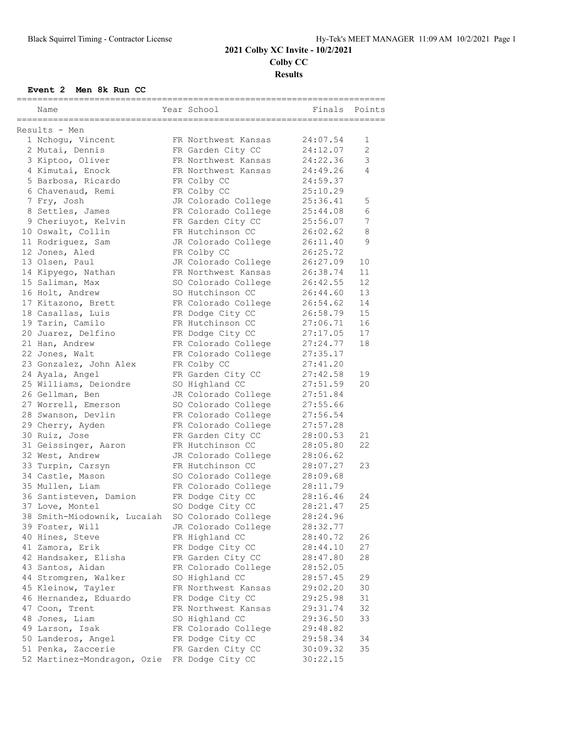## 2021 Colby XC Invite - 10/2/2021
## Colby CC
## Results

**Event 2 Men 8k Run CC**

Results - Men

| Place | Name | Year | School | Finals | Points |
|---|---|---|---|---|---|
| 1 | Nchogu, Vincent | FR | Northwest Kansas | 24:07.54 | 1 |
| 2 | Mutai, Dennis | FR | Garden City CC | 24:12.07 | 2 |
| 3 | Kiptoo, Oliver | FR | Northwest Kansas | 24:22.36 | 3 |
| 4 | Kimutai, Enock | FR | Northwest Kansas | 24:49.26 | 4 |
| 5 | Barbosa, Ricardo | FR | Colby CC | 24:59.37 | |
| 6 | Chavenaud, Remi | FR | Colby CC | 25:10.29 | |
| 7 | Fry, Josh | JR | Colorado College | 25:36.41 | 5 |
| 8 | Settles, James | FR | Colorado College | 25:44.08 | 6 |
| 9 | Cheriuyot, Kelvin | FR | Garden City CC | 25:56.07 | 7 |
| 10 | Oswalt, Collin | FR | Hutchinson CC | 26:02.62 | 8 |
| 11 | Rodriguez, Sam | JR | Colorado College | 26:11.40 | 9 |
| 12 | Jones, Aled | FR | Colby CC | 26:25.72 | |
| 13 | Olsen, Paul | JR | Colorado College | 26:27.09 | 10 |
| 14 | Kipyego, Nathan | FR | Northwest Kansas | 26:38.74 | 11 |
| 15 | Saliman, Max | SO | Colorado College | 26:42.55 | 12 |
| 16 | Holt, Andrew | SO | Hutchinson CC | 26:44.60 | 13 |
| 17 | Kitazono, Brett | FR | Colorado College | 26:54.62 | 14 |
| 18 | Casallas, Luis | FR | Dodge City CC | 26:58.79 | 15 |
| 19 | Tarin, Camilo | FR | Hutchinson CC | 27:06.71 | 16 |
| 20 | Juarez, Delfino | FR | Dodge City CC | 27:17.05 | 17 |
| 21 | Han, Andrew | FR | Colorado College | 27:24.77 | 18 |
| 22 | Jones, Walt | FR | Colorado College | 27:35.17 | |
| 23 | Gonzalez, John Alex | FR | Colby CC | 27:41.20 | |
| 24 | Ayala, Angel | FR | Garden City CC | 27:42.58 | 19 |
| 25 | Williams, Deiondre | SO | Highland CC | 27:51.59 | 20 |
| 26 | Gellman, Ben | JR | Colorado College | 27:51.84 | |
| 27 | Worrell, Emerson | SO | Colorado College | 27:55.66 | |
| 28 | Swanson, Devlin | FR | Colorado College | 27:56.54 | |
| 29 | Cherry, Ayden | FR | Colorado College | 27:57.28 | |
| 30 | Ruiz, Jose | FR | Garden City CC | 28:00.53 | 21 |
| 31 | Geissinger, Aaron | FR | Hutchinson CC | 28:05.80 | 22 |
| 32 | West, Andrew | JR | Colorado College | 28:06.62 | |
| 33 | Turpin, Carsyn | FR | Hutchinson CC | 28:07.27 | 23 |
| 34 | Castle, Mason | SO | Colorado College | 28:09.68 | |
| 35 | Mullen, Liam | FR | Colorado College | 28:11.79 | |
| 36 | Santisteven, Damion | FR | Dodge City CC | 28:16.46 | 24 |
| 37 | Love, Montel | SO | Dodge City CC | 28:21.47 | 25 |
| 38 | Smith-Miodownik, Lucaiah | SO | Colorado College | 28:24.96 | |
| 39 | Foster, Will | JR | Colorado College | 28:32.77 | |
| 40 | Hines, Steve | FR | Highland CC | 28:40.72 | 26 |
| 41 | Zamora, Erik | FR | Dodge City CC | 28:44.10 | 27 |
| 42 | Handsaker, Elisha | FR | Garden City CC | 28:47.80 | 28 |
| 43 | Santos, Aidan | FR | Colorado College | 28:52.05 | |
| 44 | Stromgren, Walker | SO | Highland CC | 28:57.45 | 29 |
| 45 | Kleinow, Tayler | FR | Northwest Kansas | 29:02.20 | 30 |
| 46 | Hernandez, Eduardo | FR | Dodge City CC | 29:25.98 | 31 |
| 47 | Coon, Trent | FR | Northwest Kansas | 29:31.74 | 32 |
| 48 | Jones, Liam | SO | Highland CC | 29:36.50 | 33 |
| 49 | Larson, Isak | FR | Colorado College | 29:48.82 | |
| 50 | Landeros, Angel | FR | Dodge City CC | 29:58.34 | 34 |
| 51 | Penka, Zaccerie | FR | Garden City CC | 30:09.32 | 35 |
| 52 | Martinez-Mondragon, Ozie | FR | Dodge City CC | 30:22.15 | |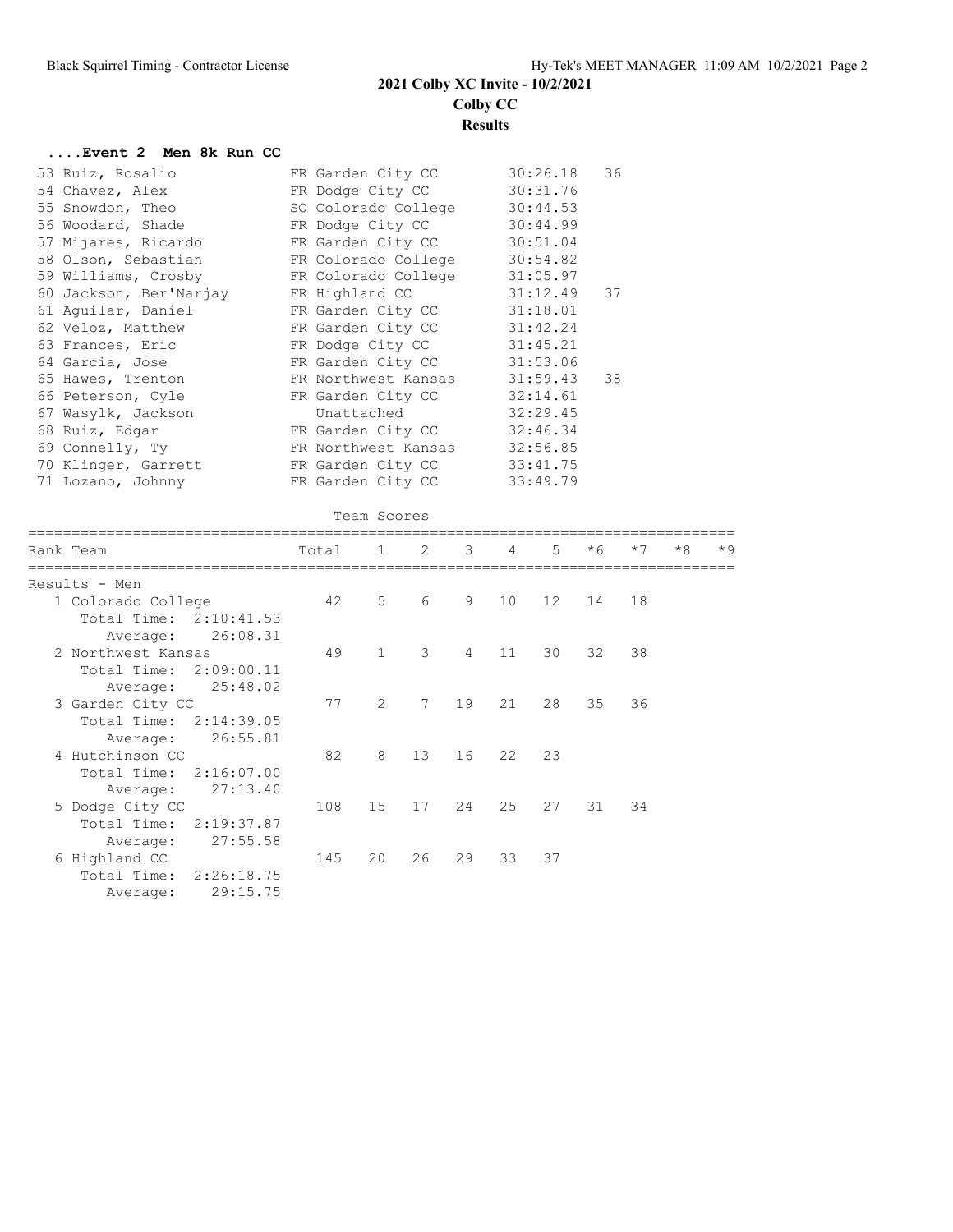# 2021 Colby XC Invite - 10/2/2021

## Colby CC

## Results

### ....Event 2 Men 8k Run CC

| Place | Name | Yr | Team | Time | Points |
|---|---|---|---|---|---|
| 53 | Ruiz, Rosalio | FR | Garden City CC | 30:26.18 | 36 |
| 54 | Chavez, Alex | FR | Dodge City CC | 30:31.76 | |
| 55 | Snowdon, Theo | SO | Colorado College | 30:44.53 | |
| 56 | Woodard, Shade | FR | Dodge City CC | 30:44.99 | |
| 57 | Mijares, Ricardo | FR | Garden City CC | 30:51.04 | |
| 58 | Olson, Sebastian | FR | Colorado College | 30:54.82 | |
| 59 | Williams, Crosby | FR | Colorado College | 31:05.97 | |
| 60 | Jackson, Ber'Narjay | FR | Highland CC | 31:12.49 | 37 |
| 61 | Aguilar, Daniel | FR | Garden City CC | 31:18.01 | |
| 62 | Veloz, Matthew | FR | Garden City CC | 31:42.24 | |
| 63 | Frances, Eric | FR | Dodge City CC | 31:45.21 | |
| 64 | Garcia, Jose | FR | Garden City CC | 31:53.06 | |
| 65 | Hawes, Trenton | FR | Northwest Kansas | 31:59.43 | 38 |
| 66 | Peterson, Cyle | FR | Garden City CC | 32:14.61 | |
| 67 | Wasylk, Jackson | | Unattached | 32:29.45 | |
| 68 | Ruiz, Edgar | FR | Garden City CC | 32:46.34 | |
| 69 | Connelly, Ty | FR | Northwest Kansas | 32:56.85 | |
| 70 | Klinger, Garrett | FR | Garden City CC | 33:41.75 | |
| 71 | Lozano, Johnny | FR | Garden City CC | 33:49.79 | |

Team Scores

| Rank Team | Total | 1 | 2 | 3 | 4 | 5 | *6 | *7 | *8 | *9 |
|---|---|---|---|---|---|---|---|---|---|---|
| Results - Men | | | | | | | | | | |
| 1 Colorado College | 42 | 5 | 6 | 9 | 10 | 12 | 14 | 18 | | |
| Total Time: 2:10:41.53 | | | | | | | | | | |
| Average: 26:08.31 | | | | | | | | | | |
| 2 Northwest Kansas | 49 | 1 | 3 | 4 | 11 | 30 | 32 | 38 | | |
| Total Time: 2:09:00.11 | | | | | | | | | | |
| Average: 25:48.02 | | | | | | | | | | |
| 3 Garden City CC | 77 | 2 | 7 | 19 | 21 | 28 | 35 | 36 | | |
| Total Time: 2:14:39.05 | | | | | | | | | | |
| Average: 26:55.81 | | | | | | | | | | |
| 4 Hutchinson CC | 82 | 8 | 13 | 16 | 22 | 23 | | | | |
| Total Time: 2:16:07.00 | | | | | | | | | | |
| Average: 27:13.40 | | | | | | | | | | |
| 5 Dodge City CC | 108 | 15 | 17 | 24 | 25 | 27 | 31 | 34 | | |
| Total Time: 2:19:37.87 | | | | | | | | | | |
| Average: 27:55.58 | | | | | | | | | | |
| 6 Highland CC | 145 | 20 | 26 | 29 | 33 | 37 | | | | |
| Total Time: 2:26:18.75 | | | | | | | | | | |
| Average: 29:15.75 | | | | | | | | | | |